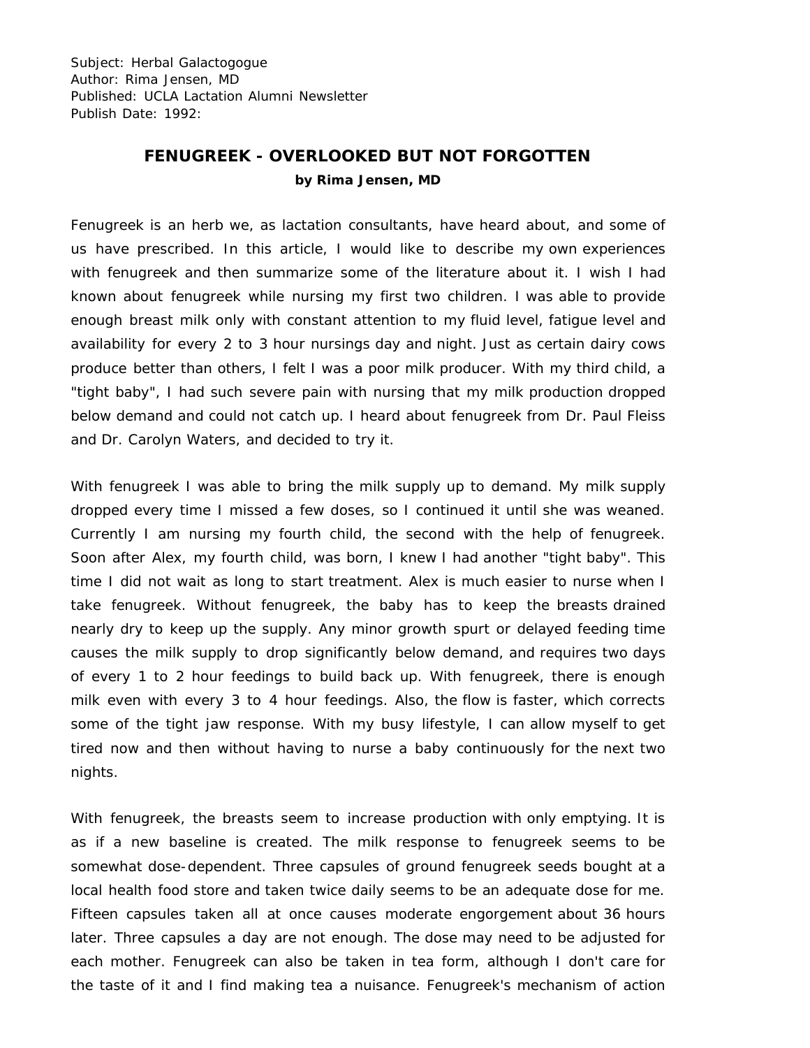Subject: Herbal Galactogogue
Author: Rima Jensen, MD
Published: UCLA Lactation Alumni Newsletter
Publish Date: 1992:

# FENUGREEK - OVERLOOKED BUT NOT FORGOTTEN

**by Rima Jensen, MD**

Fenugreek is an herb we, as lactation consultants, have heard about, and some of us have prescribed. In this article, I would like to describe my own experiences with fenugreek and then summarize some of the literature about it. I wish I had known about fenugreek while nursing my first two children. I was able to provide enough breast milk only with constant attention to my fluid level, fatigue level and availability for every 2 to 3 hour nursings day and night. Just as certain dairy cows produce better than others, I felt I was a poor milk producer. With my third child, a "tight baby", I had such severe pain with nursing that my milk production dropped below demand and could not catch up. I heard about fenugreek from Dr. Paul Fleiss and Dr. Carolyn Waters, and decided to try it.

With fenugreek I was able to bring the milk supply up to demand. My milk supply dropped every time I missed a few doses, so I continued it until she was weaned. Currently I am nursing my fourth child, the second with the help of fenugreek. Soon after Alex, my fourth child, was born, I knew I had another "tight baby". This time I did not wait as long to start treatment. Alex is much easier to nurse when I take fenugreek. Without fenugreek, the baby has to keep the breasts drained nearly dry to keep up the supply. Any minor growth spurt or delayed feeding time causes the milk supply to drop significantly below demand, and requires two days of every 1 to 2 hour feedings to build back up. With fenugreek, there is enough milk even with every 3 to 4 hour feedings. Also, the flow is faster, which corrects some of the tight jaw response. With my busy lifestyle, I can allow myself to get tired now and then without having to nurse a baby continuously for the next two nights.

With fenugreek, the breasts seem to increase production with only emptying. It is as if a new baseline is created. The milk response to fenugreek seems to be somewhat dose-dependent. Three capsules of ground fenugreek seeds bought at a local health food store and taken twice daily seems to be an adequate dose for me. Fifteen capsules taken all at once causes moderate engorgement about 36 hours later. Three capsules a day are not enough. The dose may need to be adjusted for each mother. Fenugreek can also be taken in tea form, although I don't care for the taste of it and I find making tea a nuisance. Fenugreek's mechanism of action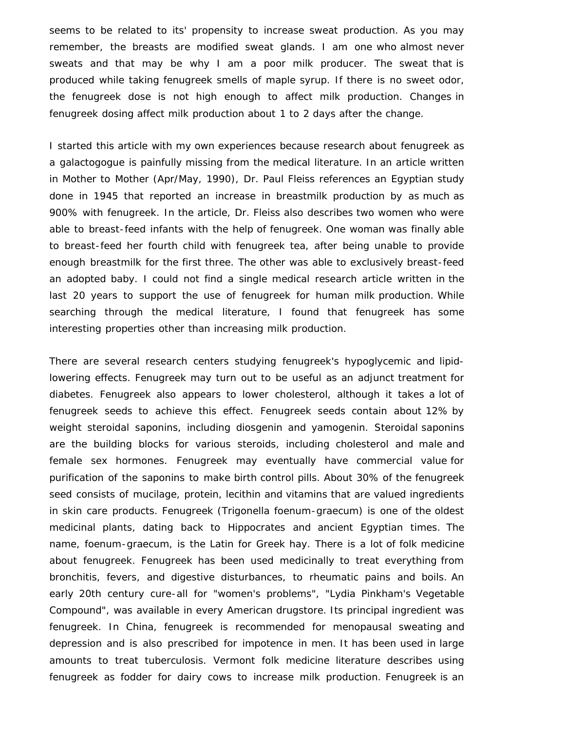seems to be related to its' propensity to increase sweat production. As you may remember, the breasts are modified sweat glands. I am one who almost never sweats and that may be why I am a poor milk producer. The sweat that is produced while taking fenugreek smells of maple syrup. If there is no sweet odor, the fenugreek dose is not high enough to affect milk production. Changes in fenugreek dosing affect milk production about 1 to 2 days after the change.

I started this article with my own experiences because research about fenugreek as a galactogogue is painfully missing from the medical literature. In an article written in Mother to Mother (Apr/May, 1990), Dr. Paul Fleiss references an Egyptian study done in 1945 that reported an increase in breastmilk production by as much as 900% with fenugreek. In the article, Dr. Fleiss also describes two women who were able to breast-feed infants with the help of fenugreek. One woman was finally able to breast-feed her fourth child with fenugreek tea, after being unable to provide enough breastmilk for the first three. The other was able to exclusively breast-feed an adopted baby. I could not find a single medical research article written in the last 20 years to support the use of fenugreek for human milk production. While searching through the medical literature, I found that fenugreek has some interesting properties other than increasing milk production.

There are several research centers studying fenugreek's hypoglycemic and lipid-lowering effects. Fenugreek may turn out to be useful as an adjunct treatment for diabetes. Fenugreek also appears to lower cholesterol, although it takes a lot of fenugreek seeds to achieve this effect. Fenugreek seeds contain about 12% by weight steroidal saponins, including diosgenin and yamogenin. Steroidal saponins are the building blocks for various steroids, including cholesterol and male and female sex hormones. Fenugreek may eventually have commercial value for purification of the saponins to make birth control pills. About 30% of the fenugreek seed consists of mucilage, protein, lecithin and vitamins that are valued ingredients in skin care products. Fenugreek (Trigonella foenum-graecum) is one of the oldest medicinal plants, dating back to Hippocrates and ancient Egyptian times. The name, foenum-graecum, is the Latin for Greek hay. There is a lot of folk medicine about fenugreek. Fenugreek has been used medicinally to treat everything from bronchitis, fevers, and digestive disturbances, to rheumatic pains and boils. An early 20th century cure-all for "women's problems", "Lydia Pinkham's Vegetable Compound", was available in every American drugstore. Its principal ingredient was fenugreek. In China, fenugreek is recommended for menopausal sweating and depression and is also prescribed for impotence in men. It has been used in large amounts to treat tuberculosis. Vermont folk medicine literature describes using fenugreek as fodder for dairy cows to increase milk production. Fenugreek is an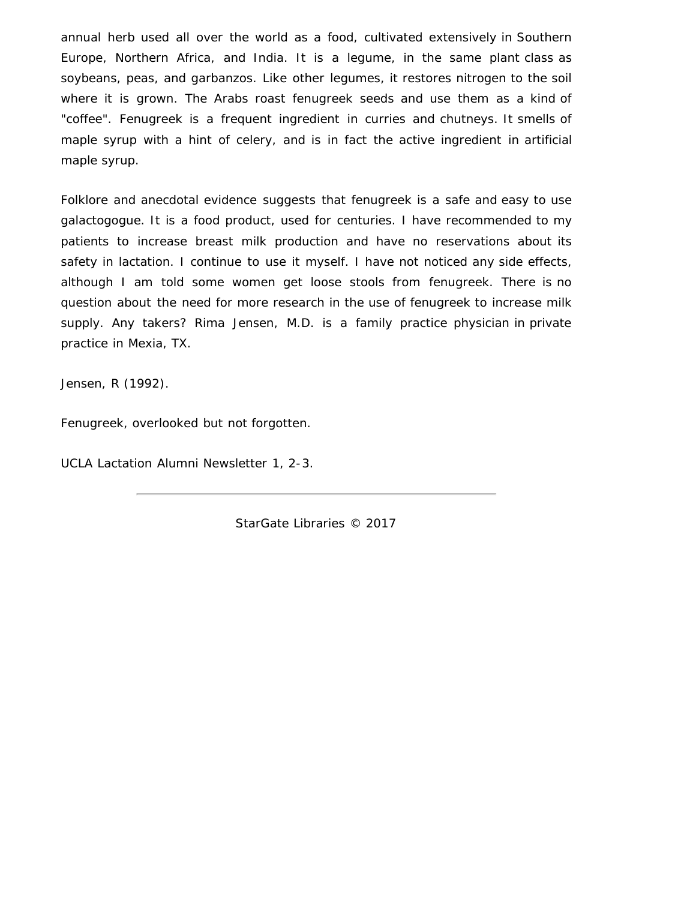annual herb used all over the world as a food, cultivated extensively in Southern Europe, Northern Africa, and India. It is a legume, in the same plant class as soybeans, peas, and garbanzos. Like other legumes, it restores nitrogen to the soil where it is grown. The Arabs roast fenugreek seeds and use them as a kind of "coffee". Fenugreek is a frequent ingredient in curries and chutneys. It smells of maple syrup with a hint of celery, and is in fact the active ingredient in artificial maple syrup.

Folklore and anecdotal evidence suggests that fenugreek is a safe and easy to use galactogogue. It is a food product, used for centuries. I have recommended to my patients to increase breast milk production and have no reservations about its safety in lactation. I continue to use it myself. I have not noticed any side effects, although I am told some women get loose stools from fenugreek. There is no question about the need for more research in the use of fenugreek to increase milk supply. Any takers? Rima Jensen, M.D. is a family practice physician in private practice in Mexia, TX.

Jensen, R (1992).

Fenugreek, overlooked but not forgotten.

UCLA Lactation Alumni Newsletter 1, 2-3.

---

StarGate Libraries © 2017